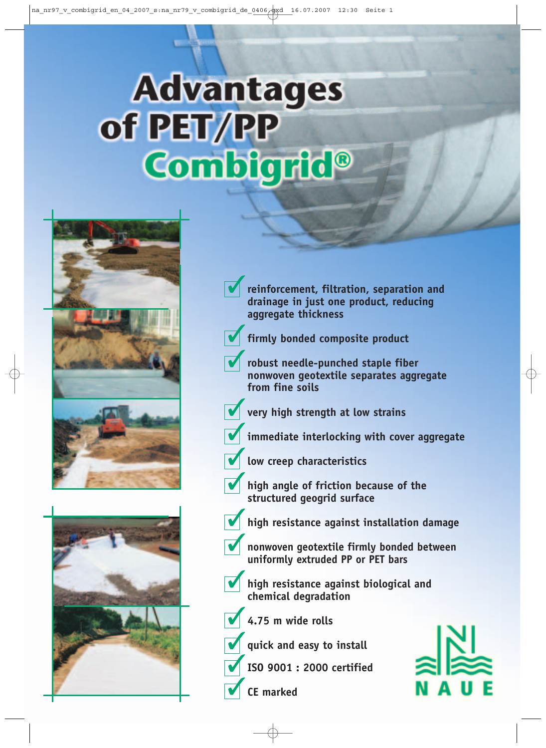# Advantages of PET/PP Combigrid®

- reinforcement, filtration, separation and drainage in just one product, reducing aggregate thickness
- firmly bonded composite product
- robust needle-punched staple fiber nonwoven geotextile separates aggregate from fine soils
- very high strength at low strains
- immediate interlocking with cover aggregate
- low creep characteristics
- high angle of friction because of the structured geogrid surface
- high resistance against installation damage
- nonwoven geotextile firmly bonded between uniformly extruded PP or PET bars
- high resistance against biological and chemical degradation
- 4.75 m wide rolls
- quick and easy to install
- ISO 9001 : 2000 certified
- CE marked

NAUE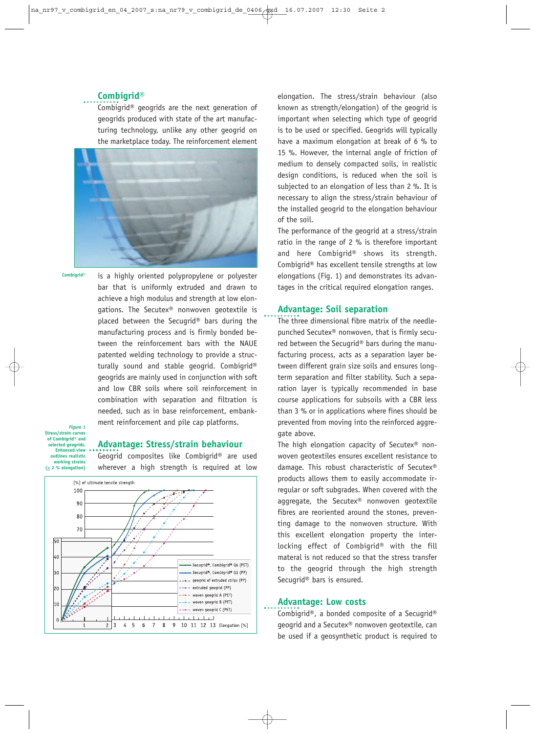## Combigrid®

Combigrid® geogrids are the next generation of geogrids produced with state of the art manufacturing technology, unlike any other geogrid on the marketplace today. The reinforcement element is a highly oriented polypropylene or polyester bar that is uniformly extruded and drawn to achieve a high modulus and strength at low elongations. The Secutex® nonwoven geotextile is placed between the Secugrid® bars during the manufacturing process and is firmly bonded between the reinforcement bars with the NAUE patented welding technology to provide a structurally sound and stable geogrid. Combigrid® geogrids are mainly used in conjunction with soft and low CBR soils where soil reinforcement in combination with separation and filtration is needed, such as in base reinforcement, embankment reinforcement and pile cap platforms.

Combigrid®

## Advantage: Stress/strain behaviour

Geogrid composites like Combigrid® are used wherever a high strength is required at low elongation. The stress/strain behaviour (also known as strength/elongation) of the geogrid is important when selecting which type of geogrid is to be used or specified. Geogrids will typically have a maximum elongation at break of 6 % to 15 %. However, the internal angle of friction of medium to densely compacted soils, in realistic design conditions, is reduced when the soil is subjected to an elongation of less than 2 %. It is necessary to align the stress/strain behaviour of the installed geogrid to the elongation behaviour of the soil.

The performance of the geogrid at a stress/strain ratio in the range of 2 % is therefore important and here Combigrid® shows its strength. Combigrid® has excellent tensile strengths at low elongations (Fig. 1) and demonstrates its advantages in the critical required elongation ranges.

*Figure 1*
Stress/strain curves of Combigrid® and selected geogrids. Enhanced view outlines realistic working strains (≤ 2 % elongation)

## Advantage: Soil separation

The three dimensional fibre matrix of the needle-punched Secutex® nonwoven, that is firmly secured between the Secugrid® bars during the manufacturing process, acts as a separation layer between different grain size soils and ensures long-term separation and filter stability. Such a separation layer is typically recommended in base course applications for subsoils with a CBR less than 3 % or in applications where fines should be prevented from moving into the reinforced aggregate above.

The high elongation capacity of Secutex® nonwoven geotextiles ensures excellent resistance to damage. This robust characteristic of Secutex® products allows them to easily accommodate irregular or soft subgrades. When covered with the aggregate, the Secutex® nonwoven geotextile fibres are reoriented around the stones, preventing damage to the nonwoven structure. With this excellent elongation property the interlocking effect of Combigrid® with the fill materal is not reduced so that the stress transfer to the geogrid through the high strength Secugrid® bars is ensured.

## Advantage: Low costs

Combigrid®, a bonded composite of a Secugrid® geogrid and a Secutex® nonwoven geotextile, can be used if a geosynthetic product is required to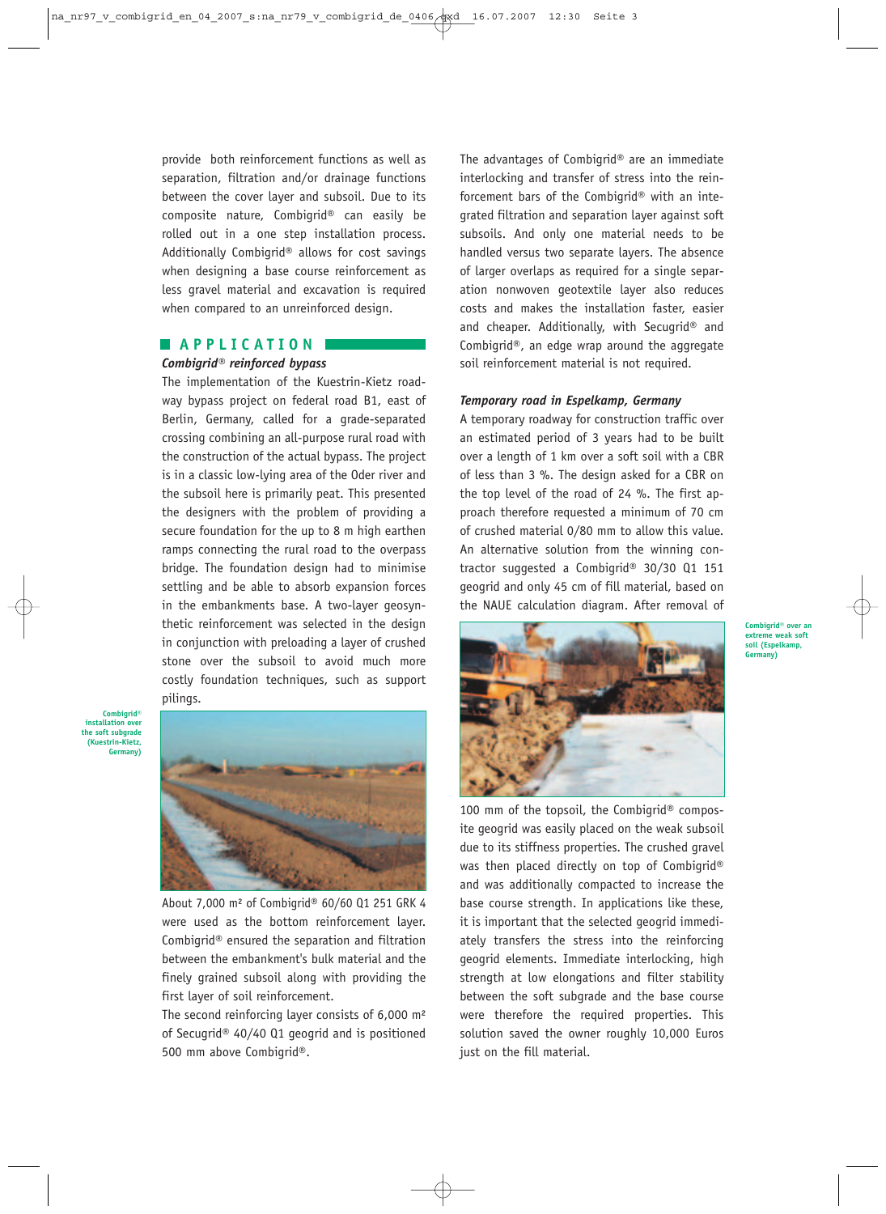provide both reinforcement functions as well as separation, filtration and/or drainage functions between the cover layer and subsoil. Due to its composite nature, Combigrid® can easily be rolled out in a one step installation process. Additionally Combigrid® allows for cost savings when designing a base course reinforcement as less gravel material and excavation is required when compared to an unreinforced design.

## APPLICATION

### *Combigrid® reinforced bypass*

The implementation of the Kuestrin-Kietz roadway bypass project on federal road B1, east of Berlin, Germany, called for a grade-separated crossing combining an all-purpose rural road with the construction of the actual bypass. The project is in a classic low-lying area of the Oder river and the subsoil here is primarily peat. This presented the designers with the problem of providing a secure foundation for the up to 8 m high earthen ramps connecting the rural road to the overpass bridge. The foundation design had to minimise settling and be able to absorb expansion forces in the embankments base. A two-layer geosynthetic reinforcement was selected in the design in conjunction with preloading a layer of crushed stone over the subsoil to avoid much more costly foundation techniques, such as support pilings.

Combigrid® installation over the soft subgrade (Kuestrin-Kietz, Germany)

About 7,000 m² of Combigrid® 60/60 Q1 251 GRK 4 were used as the bottom reinforcement layer. Combigrid® ensured the separation and filtration between the embankment's bulk material and the finely grained subsoil along with providing the first layer of soil reinforcement.

The second reinforcing layer consists of 6,000 m² of Secugrid® 40/40 Q1 geogrid and is positioned 500 mm above Combigrid®.

The advantages of Combigrid® are an immediate interlocking and transfer of stress into the reinforcement bars of the Combigrid® with an integrated filtration and separation layer against soft subsoils. And only one material needs to be handled versus two separate layers. The absence of larger overlaps as required for a single separation nonwoven geotextile layer also reduces costs and makes the installation faster, easier and cheaper. Additionally, with Secugrid® and Combigrid®, an edge wrap around the aggregate soil reinforcement material is not required.

### *Temporary road in Espelkamp, Germany*

A temporary roadway for construction traffic over an estimated period of 3 years had to be built over a length of 1 km over a soft soil with a CBR of less than 3 %. The design asked for a CBR on the top level of the road of 24 %. The first approach therefore requested a minimum of 70 cm of crushed material 0/80 mm to allow this value. An alternative solution from the winning contractor suggested a Combigrid® 30/30 Q1 151 geogrid and only 45 cm of fill material, based on the NAUE calculation diagram. After removal of 100 mm of the topsoil, the Combigrid® composite geogrid was easily placed on the weak subsoil due to its stiffness properties. The crushed gravel was then placed directly on top of Combigrid® and was additionally compacted to increase the base course strength. In applications like these, it is important that the selected geogrid immediately transfers the stress into the reinforcing geogrid elements. Immediate interlocking, high strength at low elongations and filter stability between the soft subgrade and the base course were therefore the required properties. This solution saved the owner roughly 10,000 Euros just on the fill material.

Combigrid® over an extreme weak soft soil (Espelkamp, Germany)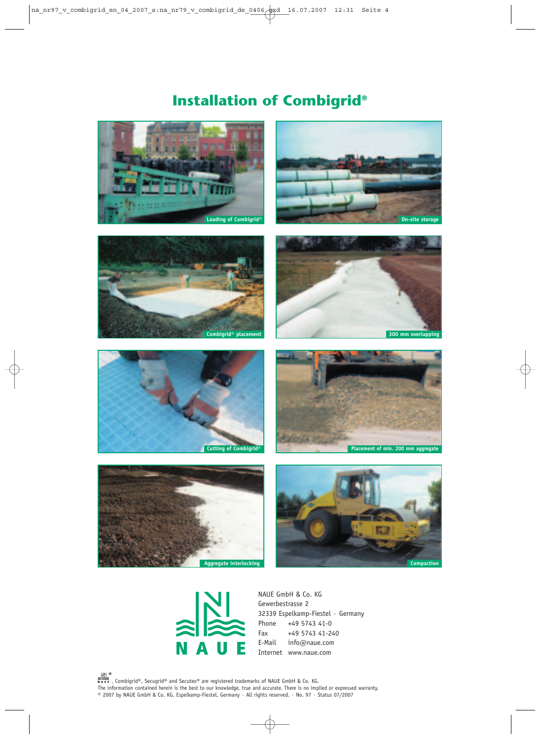# Installation of Combigrid®

Loading of Combigrid®

On-site storage

Combigrid® placement

300 mm overlapping

Cutting of Combigrid®

Placement of min. 200 mm aggregate

Aggregate interlocking

Compaction

NAUE GmbH & Co. KG
Gewerbestrasse 2
32339 Espelkamp-Fiestel · Germany
Phone +49 5743 41-0
Fax +49 5743 41-240
E-Mail info@naue.com
Internet www.naue.com

NAUE®, Combigrid®, Secugrid® and Secutex® are registered trademarks of NAUE GmbH & Co. KG.
The information contained herein is the best to our knowledge, true and accurate. There is no implied or expressed warranty.
© 2007 by NAUE GmbH & Co. KG, Espelkamp-Fiestel, Germany · All rights reserved. · No. 97 · Status 07/2007